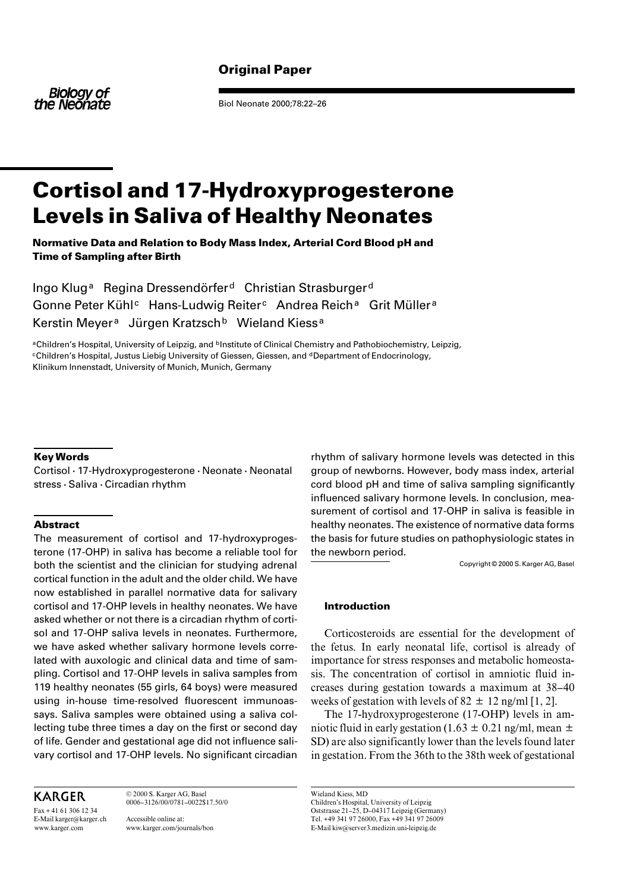**Original Paper**

# Cortisol and 17-Hydroxyprogesterone Levels in Saliva of Healthy Neonates

**Normative Data and Relation to Body Mass Index, Arterial Cord Blood pH and Time of Sampling after Birth**

Ingo Klug[a] Regina Dressendörfer[d] Christian Strasburger[d] Gonne Peter Kühl[c] Hans-Ludwig Reiter[c] Andrea Reich[a] Grit Müller[a] Kerstin Meyer[a] Jürgen Kratzsch[b] Wieland Kiess[a]

[a]Children's Hospital, University of Leipzig, and [b]Institute of Clinical Chemistry and Pathobiochemistry, Leipzig, [c]Children's Hospital, Justus Liebig University of Giessen, Giessen, and [d]Department of Endocrinology, Klinikum Innenstadt, University of Munich, Munich, Germany

#### Key Words

Cortisol · 17-Hydroxyprogesterone · Neonate · Neonatal stress · Saliva · Circadian rhythm

#### Abstract

The measurement of cortisol and 17-hydroxyprogesterone (17-OHP) in saliva has become a reliable tool for both the scientist and the clinician for studying adrenal cortical function in the adult and the older child. We have now established in parallel normative data for salivary cortisol and 17-OHP levels in healthy neonates. We have asked whether or not there is a circadian rhythm of cortisol and 17-OHP saliva levels in neonates. Furthermore, we have asked whether salivary hormone levels correlated with auxologic and clinical data and time of sampling. Cortisol and 17-OHP levels in saliva samples from 119 healthy neonates (55 girls, 64 boys) were measured using in-house time-resolved fluorescent immunoassays. Saliva samples were obtained using a saliva collecting tube three times a day on the first or second day of life. Gender and gestational age did not influence salivary cortisol and 17-OHP levels. No significant circadian rhythm of salivary hormone levels was detected in this group of newborns. However, body mass index, arterial cord blood pH and time of saliva sampling significantly influenced salivary hormone levels. In conclusion, measurement of cortisol and 17-OHP in saliva is feasible in healthy neonates. The existence of normative data forms the basis for future studies on pathophysiologic states in the newborn period.

Copyright © 2000 S. Karger AG, Basel

#### Introduction

Corticosteroids are essential for the development of the fetus. In early neonatal life, cortisol is already of importance for stress responses and metabolic homeostasis. The concentration of cortisol in amniotic fluid increases during gestation towards a maximum at 38–40 weeks of gestation with levels of $82 \pm 12$ ng/ml [1, 2].

The 17-hydroxyprogesterone (17-OHP) levels in amniotic fluid in early gestation ($1.63 \pm 0.21$ ng/ml, mean $\pm$ SD) are also significantly lower than the levels found later in gestation. From the 36th to the 38th week of gestational

KARGER

Fax + 41 61 306 12 34
E-Mail karger@karger.ch
www.karger.com

© 2000 S. Karger AG, Basel
0006–3126/00/0781–0022$17.50/0

Accessible online at:
www.karger.com/journals/bon

Wieland Kiess, MD
Children's Hospital, University of Leipzig
Oststrasse 21–25, D–04317 Leipzig (Germany)
Tel. +49 341 97 26000, Fax +49 341 97 26009
E-Mail kiw@server3.medizin.uni-leipzig.de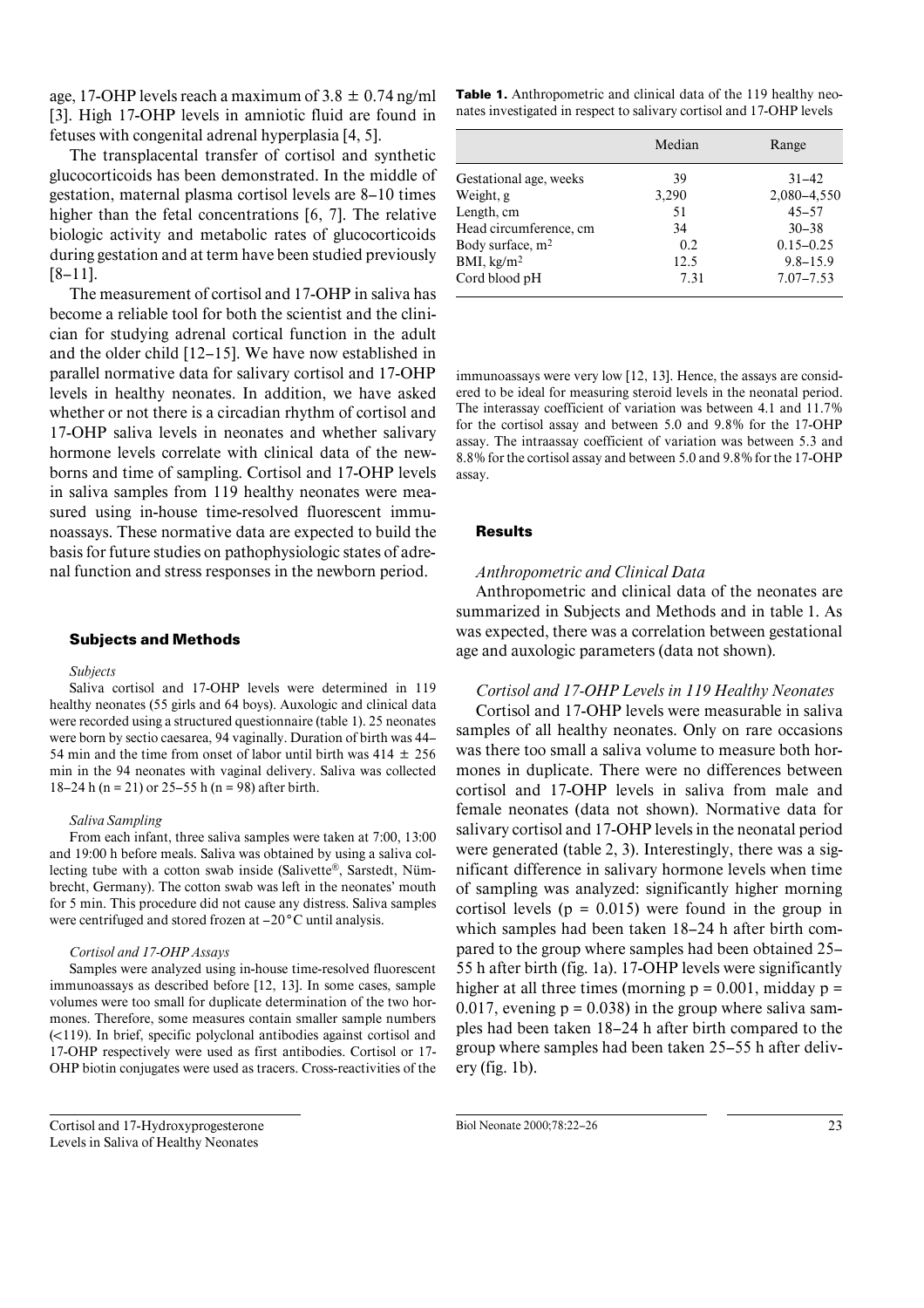age, 17-OHP levels reach a maximum of 3.8 ± 0.74 ng/ml [3]. High 17-OHP levels in amniotic fluid are found in fetuses with congenital adrenal hyperplasia [4, 5].

The transplacental transfer of cortisol and synthetic glucocorticoids has been demonstrated. In the middle of gestation, maternal plasma cortisol levels are 8–10 times higher than the fetal concentrations [6, 7]. The relative biologic activity and metabolic rates of glucocorticoids during gestation and at term have been studied previously [8–11].

The measurement of cortisol and 17-OHP in saliva has become a reliable tool for both the scientist and the clinician for studying adrenal cortical function in the adult and the older child [12–15]. We have now established in parallel normative data for salivary cortisol and 17-OHP levels in healthy neonates. In addition, we have asked whether or not there is a circadian rhythm of cortisol and 17-OHP saliva levels in neonates and whether salivary hormone levels correlate with clinical data of the newborns and time of sampling. Cortisol and 17-OHP levels in saliva samples from 119 healthy neonates were measured using in-house time-resolved fluorescent immunoassays. These normative data are expected to build the basis for future studies on pathophysiologic states of adrenal function and stress responses in the newborn period.

## Subjects and Methods

*Subjects*

Saliva cortisol and 17-OHP levels were determined in 119 healthy neonates (55 girls and 64 boys). Auxologic and clinical data were recorded using a structured questionnaire (table 1). 25 neonates were born by sectio caesarea, 94 vaginally. Duration of birth was 44–54 min and the time from onset of labor until birth was 414 ± 256 min in the 94 neonates with vaginal delivery. Saliva was collected 18–24 h (n = 21) or 25–55 h (n = 98) after birth.

*Saliva Sampling*

From each infant, three saliva samples were taken at 7:00, 13:00 and 19:00 h before meals. Saliva was obtained by using a saliva collecting tube with a cotton swab inside (Salivette®, Sarstedt, Nümbrecht, Germany). The cotton swab was left in the neonates' mouth for 5 min. This procedure did not cause any distress. Saliva samples were centrifuged and stored frozen at –20°C until analysis.

*Cortisol and 17-OHP Assays*

Samples were analyzed using in-house time-resolved fluorescent immunoassays as described before [12, 13]. In some cases, sample volumes were too small for duplicate determination of the two hormones. Therefore, some measures contain smaller sample numbers (<119). In brief, specific polyclonal antibodies against cortisol and 17-OHP respectively were used as first antibodies. Cortisol or 17-OHP biotin conjugates were used as tracers. Cross-reactivities of the immunoassays were very low [12, 13]. Hence, the assays are considered to be ideal for measuring steroid levels in the neonatal period. The interassay coefficient of variation was between 4.1 and 11.7% for the cortisol assay and between 5.0 and 9.8% for the 17-OHP assay. The intraassay coefficient of variation was between 5.3 and 8.8% for the cortisol assay and between 5.0 and 9.8% for the 17-OHP assay.

**Table 1.** Anthropometric and clinical data of the 119 healthy neonates investigated in respect to salivary cortisol and 17-OHP levels

| | Median | Range |
|---|---|---|
| Gestational age, weeks | 39 | 31–42 |
| Weight, g | 3,290 | 2,080–4,550 |
| Length, cm | 51 | 45–57 |
| Head circumference, cm | 34 | 30–38 |
| Body surface, $m^2$ | 0.2 | 0.15–0.25 |
| BMI, $kg/m^2$ | 12.5 | 9.8–15.9 |
| Cord blood pH | 7.31 | 7.07–7.53 |

## Results

*Anthropometric and Clinical Data*

Anthropometric and clinical data of the neonates are summarized in Subjects and Methods and in table 1. As was expected, there was a correlation between gestational age and auxologic parameters (data not shown).

*Cortisol and 17-OHP Levels in 119 Healthy Neonates*

Cortisol and 17-OHP levels were measurable in saliva samples of all healthy neonates. Only on rare occasions was there too small a saliva volume to measure both hormones in duplicate. There were no differences between cortisol and 17-OHP levels in saliva from male and female neonates (data not shown). Normative data for salivary cortisol and 17-OHP levels in the neonatal period were generated (table 2, 3). Interestingly, there was a significant difference in salivary hormone levels when time of sampling was analyzed: significantly higher morning cortisol levels ($p = 0.015$) were found in the group in which samples had been taken 18–24 h after birth compared to the group where samples had been obtained 25–55 h after birth (fig. 1a). 17-OHP levels were significantly higher at all three times (morning $p = 0.001$, midday $p = 0.017$, evening $p = 0.038$) in the group where saliva samples had been taken 18–24 h after birth compared to the group where samples had been taken 25–55 h after delivery (fig. 1b).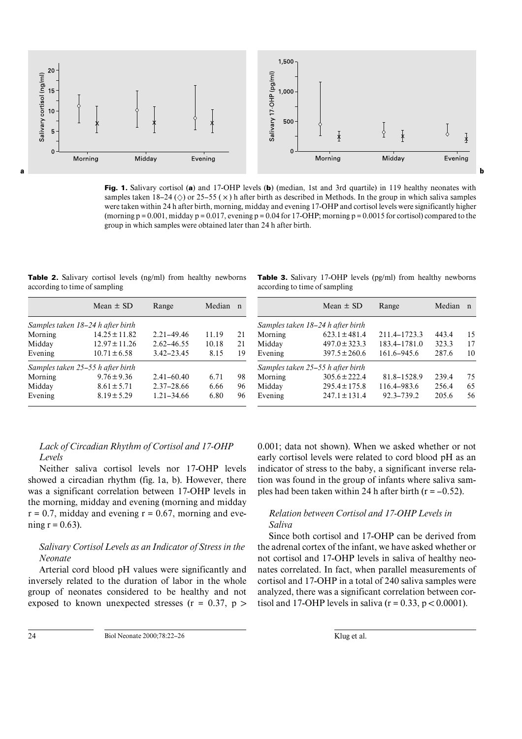**Fig. 1.** Salivary cortisol (**a**) and 17-OHP levels (**b**) (median, 1st and 3rd quartile) in 119 healthy neonates with samples taken 18–24 (◇) or 25–55 (×) h after birth as described in Methods. In the group in which saliva samples were taken within 24 h after birth, morning, midday and evening 17-OHP and cortisol levels were significantly higher (morning $p = 0.001$, midday $p = 0.017$, evening $p = 0.04$ for 17-OHP; morning $p = 0.0015$ for cortisol) compared to the group in which samples were obtained later than 24 h after birth.

**Table 2.** Salivary cortisol levels (ng/ml) from healthy newborns according to time of sampling

| | Mean ± SD | Range | Median | n |
|---|---|---|---|---|
| *Samples taken 18–24 h after birth* | | | | |
| Morning | 14.25 ± 11.82 | 2.21–49.46 | 11.19 | 21 |
| Midday | 12.97 ± 11.26 | 2.62–46.55 | 10.18 | 21 |
| Evening | 10.71 ± 6.58 | 3.42–23.45 | 8.15 | 19 |
| *Samples taken 25–55 h after birth* | | | | |
| Morning | 9.76 ± 9.36 | 2.41–60.40 | 6.71 | 98 |
| Midday | 8.61 ± 5.71 | 2.37–28.66 | 6.66 | 96 |
| Evening | 8.19 ± 5.29 | 1.21–34.66 | 6.80 | 96 |

**Table 3.** Salivary 17-OHP levels (pg/ml) from healthy newborns according to time of sampling

| | Mean ± SD | Range | Median | n |
|---|---|---|---|---|
| *Samples taken 18–24 h after birth* | | | | |
| Morning | 623.1 ± 481.4 | 211.4–1723.3 | 443.4 | 15 |
| Midday | 497.0 ± 323.3 | 183.4–1781.0 | 323.3 | 17 |
| Evening | 397.5 ± 260.6 | 161.6–945.6 | 287.6 | 10 |
| *Samples taken 25–55 h after birth* | | | | |
| Morning | 305.6 ± 222.4 | 81.8–1528.9 | 239.4 | 75 |
| Midday | 295.4 ± 175.8 | 116.4–983.6 | 256.4 | 65 |
| Evening | 247.1 ± 131.4 | 92.3–739.2 | 205.6 | 56 |

### *Lack of Circadian Rhythm of Cortisol and 17-OHP Levels*

Neither saliva cortisol levels nor 17-OHP levels showed a circadian rhythm (fig. 1a, b). However, there was a significant correlation between 17-OHP levels in the morning, midday and evening (morning and midday $r = 0.7$, midday and evening $r = 0.67$, morning and evening $r = 0.63$).

### *Salivary Cortisol Levels as an Indicator of Stress in the Neonate*

Arterial cord blood pH values were significantly and inversely related to the duration of labor in the whole group of neonates considered to be healthy and not exposed to known unexpected stresses ($r = 0.37$, $p > 0.001$; data not shown). When we asked whether or not early cortisol levels were related to cord blood pH as an indicator of stress to the baby, a significant inverse relation was found in the group of infants where saliva samples had been taken within 24 h after birth ($r = -0.52$).

### *Relation between Cortisol and 17-OHP Levels in Saliva*

Since both cortisol and 17-OHP can be derived from the adrenal cortex of the infant, we have asked whether or not cortisol and 17-OHP levels in saliva of healthy neonates correlated. In fact, when parallel measurements of cortisol and 17-OHP in a total of 240 saliva samples were analyzed, there was a significant correlation between cortisol and 17-OHP levels in saliva ($r = 0.33$, $p < 0.0001$).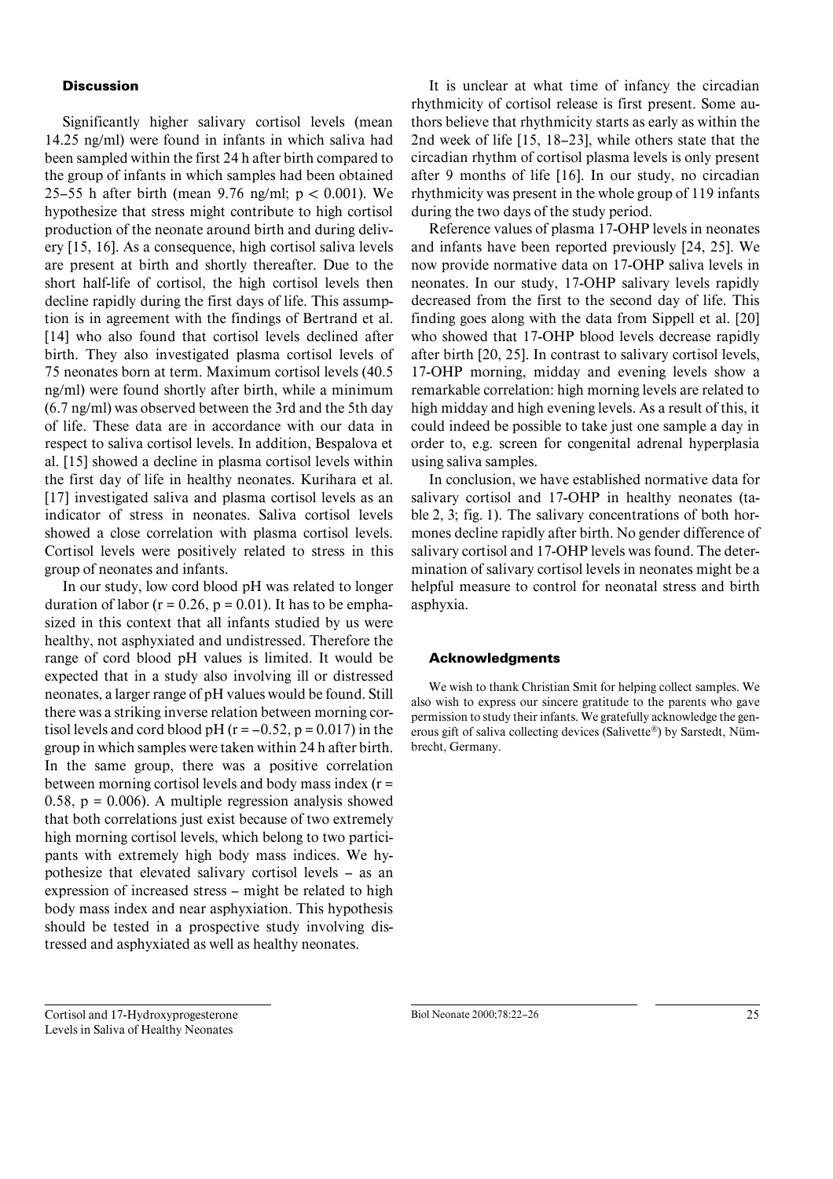## Discussion

Significantly higher salivary cortisol levels (mean 14.25 ng/ml) were found in infants in which saliva had been sampled within the first 24 h after birth compared to the group of infants in which samples had been obtained 25–55 h after birth (mean 9.76 ng/ml; $p < 0.001$). We hypothesize that stress might contribute to high cortisol production of the neonate around birth and during delivery [15, 16]. As a consequence, high cortisol saliva levels are present at birth and shortly thereafter. Due to the short half-life of cortisol, the high cortisol levels then decline rapidly during the first days of life. This assumption is in agreement with the findings of Bertrand et al. [14] who also found that cortisol levels declined after birth. They also investigated plasma cortisol levels of 75 neonates born at term. Maximum cortisol levels (40.5 ng/ml) were found shortly after birth, while a minimum (6.7 ng/ml) was observed between the 3rd and the 5th day of life. These data are in accordance with our data in respect to saliva cortisol levels. In addition, Bespalova et al. [15] showed a decline in plasma cortisol levels within the first day of life in healthy neonates. Kurihara et al. [17] investigated saliva and plasma cortisol levels as an indicator of stress in neonates. Saliva cortisol levels showed a close correlation with plasma cortisol levels. Cortisol levels were positively related to stress in this group of neonates and infants.

In our study, low cord blood pH was related to longer duration of labor ($r = 0.26$, $p = 0.01$). It has to be emphasized in this context that all infants studied by us were healthy, not asphyxiated and undistressed. Therefore the range of cord blood pH values is limited. It would be expected that in a study also involving ill or distressed neonates, a larger range of pH values would be found. Still there was a striking inverse relation between morning cortisol levels and cord blood pH ($r = -0.52$, $p = 0.017$) in the group in which samples were taken within 24 h after birth. In the same group, there was a positive correlation between morning cortisol levels and body mass index ($r = 0.58$, $p = 0.006$). A multiple regression analysis showed that both correlations just exist because of two extremely high morning cortisol levels, which belong to two participants with extremely high body mass indices. We hypothesize that elevated salivary cortisol levels – as an expression of increased stress – might be related to high body mass index and near asphyxiation. This hypothesis should be tested in a prospective study involving distressed and asphyxiated as well as healthy neonates.

It is unclear at what time of infancy the circadian rhythmicity of cortisol release is first present. Some authors believe that rhythmicity starts as early as within the 2nd week of life [15, 18–23], while others state that the circadian rhythm of cortisol plasma levels is only present after 9 months of life [16]. In our study, no circadian rhythmicity was present in the whole group of 119 infants during the two days of the study period.

Reference values of plasma 17-OHP levels in neonates and infants have been reported previously [24, 25]. We now provide normative data on 17-OHP saliva levels in neonates. In our study, 17-OHP salivary levels rapidly decreased from the first to the second day of life. This finding goes along with the data from Sippell et al. [20] who showed that 17-OHP blood levels decrease rapidly after birth [20, 25]. In contrast to salivary cortisol levels, 17-OHP morning, midday and evening levels show a remarkable correlation: high morning levels are related to high midday and high evening levels. As a result of this, it could indeed be possible to take just one sample a day in order to, e.g. screen for congenital adrenal hyperplasia using saliva samples.

In conclusion, we have established normative data for salivary cortisol and 17-OHP in healthy neonates (table 2, 3; fig. 1). The salivary concentrations of both hormones decline rapidly after birth. No gender difference of salivary cortisol and 17-OHP levels was found. The determination of salivary cortisol levels in neonates might be a helpful measure to control for neonatal stress and birth asphyxia.

## Acknowledgments

We wish to thank Christian Smit for helping collect samples. We also wish to express our sincere gratitude to the parents who gave permission to study their infants. We gratefully acknowledge the generous gift of saliva collecting devices (Salivette®) by Sarstedt, Nümbrecht, Germany.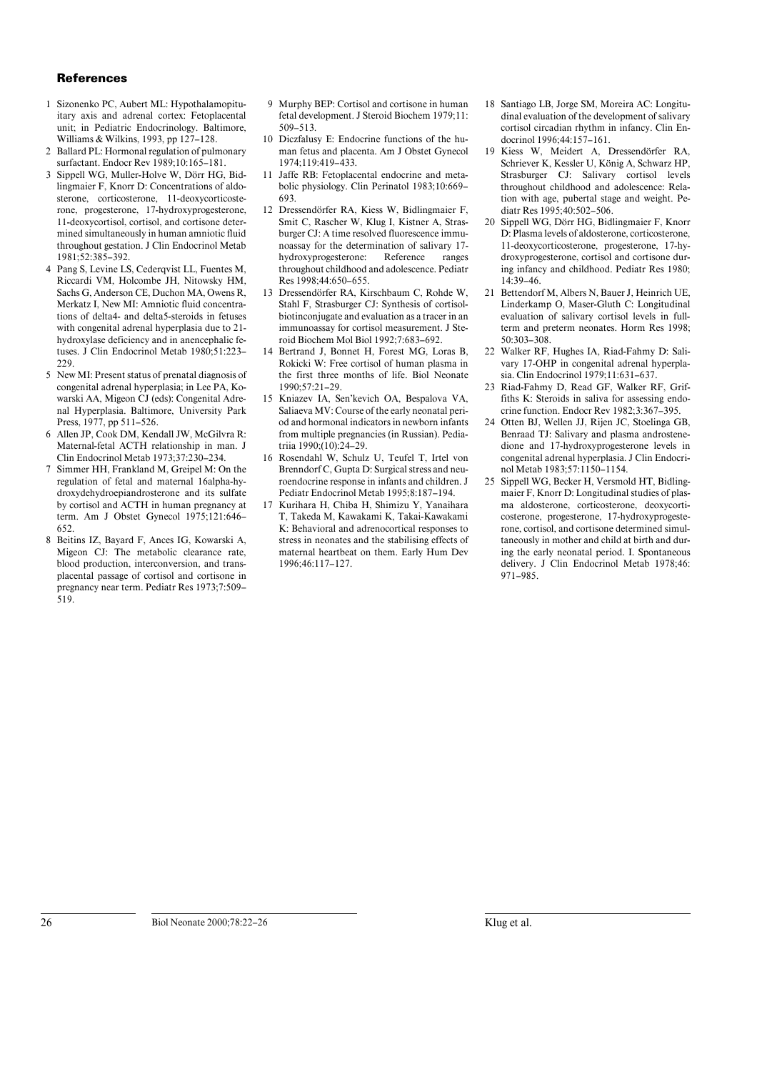## References

1 Sizonenko PC, Aubert ML: Hypothalamopituitary axis and adrenal cortex: Fetoplacental unit; in Pediatric Endocrinology. Baltimore, Williams & Wilkins, 1993, pp 127–128.

2 Ballard PL: Hormonal regulation of pulmonary surfactant. Endocr Rev 1989;10:165–181.

3 Sippell WG, Muller-Holve W, Dörr HG, Bidlingmaier F, Knorr D: Concentrations of aldosterone, corticosterone, 11-deoxycorticosterone, progesterone, 17-hydroxyprogesterone, 11-deoxycortisol, cortisol, and cortisone determined simultaneously in human amniotic fluid throughout gestation. J Clin Endocrinol Metab 1981;52:385–392.

4 Pang S, Levine LS, Cederqvist LL, Fuentes M, Riccardi VM, Holcombe JH, Nitowsky HM, Sachs G, Anderson CE, Duchon MA, Owens R, Merkatz I, New MI: Amniotic fluid concentrations of delta4- and delta5-steroids in fetuses with congenital adrenal hyperplasia due to 21-hydroxylase deficiency and in anencephalic fetuses. J Clin Endocrinol Metab 1980;51:223–229.

5 New MI: Present status of prenatal diagnosis of congenital adrenal hyperplasia; in Lee PA, Kowarski AA, Migeon CJ (eds): Congenital Adrenal Hyperplasia. Baltimore, University Park Press, 1977, pp 511–526.

6 Allen JP, Cook DM, Kendall JW, McGilvra R: Maternal-fetal ACTH relationship in man. J Clin Endocrinol Metab 1973;37:230–234.

7 Simmer HH, Frankland M, Greipel M: On the regulation of fetal and maternal 16alpha-hydroxydehydroepiandrosterone and its sulfate by cortisol and ACTH in human pregnancy at term. Am J Obstet Gynecol 1975;121:646–652.

8 Beitins IZ, Bayard F, Ances IG, Kowarski A, Migeon CJ: The metabolic clearance rate, blood production, interconversion, and transplacental passage of cortisol and cortisone in pregnancy near term. Pediatr Res 1973;7:509–519.

9 Murphy BEP: Cortisol and cortisone in human fetal development. J Steroid Biochem 1979;11:509–513.

10 Diczfalusy E: Endocrine functions of the human fetus and placenta. Am J Obstet Gynecol 1974;119:419–433.

11 Jaffe RB: Fetoplacental endocrine and metabolic physiology. Clin Perinatol 1983;10:669–693.

12 Dressendörfer RA, Kiess W, Bidlingmaier F, Smit C, Rascher W, Klug I, Kistner A, Strasburger CJ: A time resolved fluorescence immunoassay for the determination of salivary 17-hydroxyprogesterone: Reference ranges throughout childhood and adolescence. Pediatr Res 1998;44:650–655.

13 Dressendörfer RA, Kirschbaum C, Rohde W, Stahl F, Strasburger CJ: Synthesis of cortisol-biotinconjugate and evaluation as a tracer in an immunoassay for cortisol measurement. J Steroid Biochem Mol Biol 1992;7:683–692.

14 Bertrand J, Bonnet H, Forest MG, Loras B, Rokicki W: Free cortisol of human plasma in the first three months of life. Biol Neonate 1990;57:21–29.

15 Kniazev IA, Sen'kevich OA, Bespalova VA, Saliaeva MV: Course of the early neonatal period and hormonal indicators in newborn infants from multiple pregnancies (in Russian). Pediatriia 1990;(10):24–29.

16 Rosendahl W, Schulz U, Teufel T, Irtel von Brenndorf C, Gupta D: Surgical stress and neuroendocrine response in infants and children. J Pediatr Endocrinol Metab 1995;8:187–194.

17 Kurihara H, Chiba H, Shimizu Y, Yanaihara T, Takeda M, Kawakami K, Takai-Kawakami K: Behavioral and adrenocortical responses to stress in neonates and the stabilising effects of maternal heartbeat on them. Early Hum Dev 1996;46:117–127.

18 Santiago LB, Jorge SM, Moreira AC: Longitudinal evaluation of the development of salivary cortisol circadian rhythm in infancy. Clin Endocrinol 1996;44:157–161.

19 Kiess W, Meidert A, Dressendörfer RA, Schriever K, Kessler U, König A, Schwarz HP, Strasburger CJ: Salivary cortisol levels throughout childhood and adolescence: Relation with age, pubertal stage and weight. Pediatr Res 1995;40:502–506.

20 Sippell WG, Dörr HG, Bidlingmaier F, Knorr D: Plasma levels of aldosterone, corticosterone, 11-deoxycorticosterone, progesterone, 17-hydroxyprogesterone, cortisol and cortisone during infancy and childhood. Pediatr Res 1980; 14:39–46.

21 Bettendorf M, Albers N, Bauer J, Heinrich UE, Linderkamp O, Maser-Gluth C: Longitudinal evaluation of salivary cortisol levels in full-term and preterm neonates. Horm Res 1998; 50:303–308.

22 Walker RF, Hughes IA, Riad-Fahmy D: Salivary 17-OHP in congenital adrenal hyperplasia. Clin Endocrinol 1979;11:631–637.

23 Riad-Fahmy D, Read GF, Walker RF, Griffiths K: Steroids in saliva for assessing endocrine function. Endocr Rev 1982;3:367–395.

24 Otten BJ, Wellen JJ, Rijen JC, Stoelinga GB, Benraad TJ: Salivary and plasma androstenedione and 17-hydroxyprogesterone levels in congenital adrenal hyperplasia. J Clin Endocrinol Metab 1983;57:1150–1154.

25 Sippell WG, Becker H, Versmold HT, Bidlingmaier F, Knorr D: Longitudinal studies of plasma aldosterone, corticosterone, deoxycorticosterone, progesterone, 17-hydroxyprogesterone, cortisol, and cortisone determined simultaneously in mother and child at birth and during the early neonatal period. I. Spontaneous delivery. J Clin Endocrinol Metab 1978;46: 971–985.